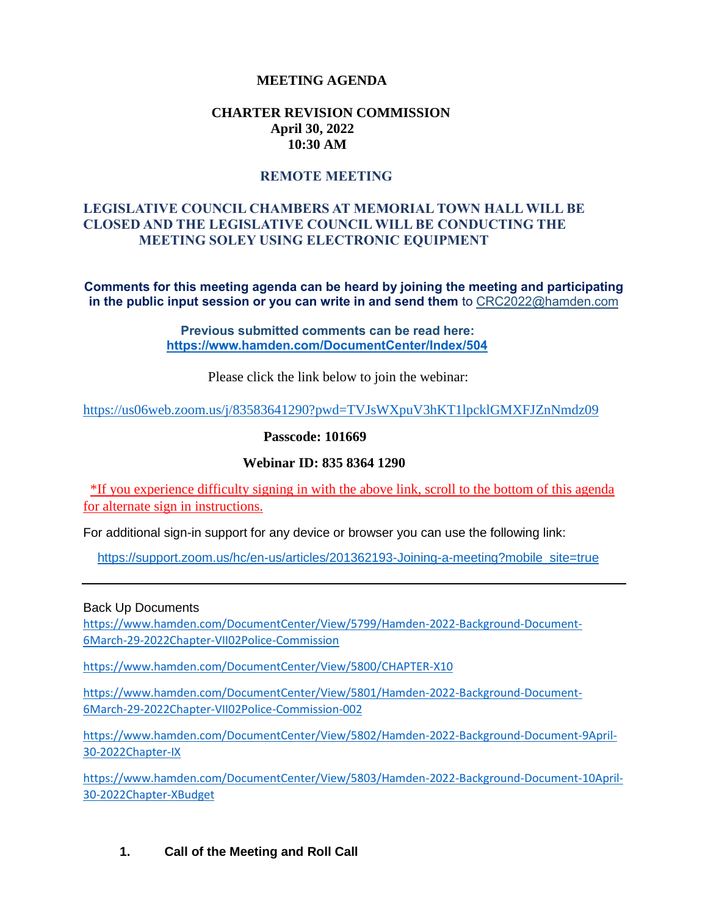**MEETING AGENDA**

**CHARTER REVISION COMMISSION**
**April 30, 2022**
**10:30 AM**

**REMOTE MEETING**

**LEGISLATIVE COUNCIL CHAMBERS AT MEMORIAL TOWN HALL WILL BE CLOSED AND THE LEGISLATIVE COUNCIL WILL BE CONDUCTING THE MEETING SOLEY USING ELECTRONIC EQUIPMENT**

**Comments for this meeting agenda can be heard by joining the meeting and participating in the public input session or you can write in and send them** to CRC2022@hamden.com

**Previous submitted comments can be read here:**
**https://www.hamden.com/DocumentCenter/Index/504**

Please click the link below to join the webinar:

https://us06web.zoom.us/j/83583641290?pwd=TVJsWXpuV3hKT1lpcklGMXFJZnNmdz09

**Passcode: 101669**

**Webinar ID: 835 8364 1290**

*If you experience difficulty signing in with the above link, scroll to the bottom of this agenda for alternate sign in instructions.

For additional sign-in support for any device or browser you can use the following link:

https://support.zoom.us/hc/en-us/articles/201362193-Joining-a-meeting?mobile_site=true

---

Back Up Documents

https://www.hamden.com/DocumentCenter/View/5799/Hamden-2022-Background-Document-6March-29-2022Chapter-VII02Police-Commission

https://www.hamden.com/DocumentCenter/View/5800/CHAPTER-X10

https://www.hamden.com/DocumentCenter/View/5801/Hamden-2022-Background-Document-6March-29-2022Chapter-VII02Police-Commission-002

https://www.hamden.com/DocumentCenter/View/5802/Hamden-2022-Background-Document-9April-30-2022Chapter-IX

https://www.hamden.com/DocumentCenter/View/5803/Hamden-2022-Background-Document-10April-30-2022Chapter-XBudget

1. **Call of the Meeting and Roll Call**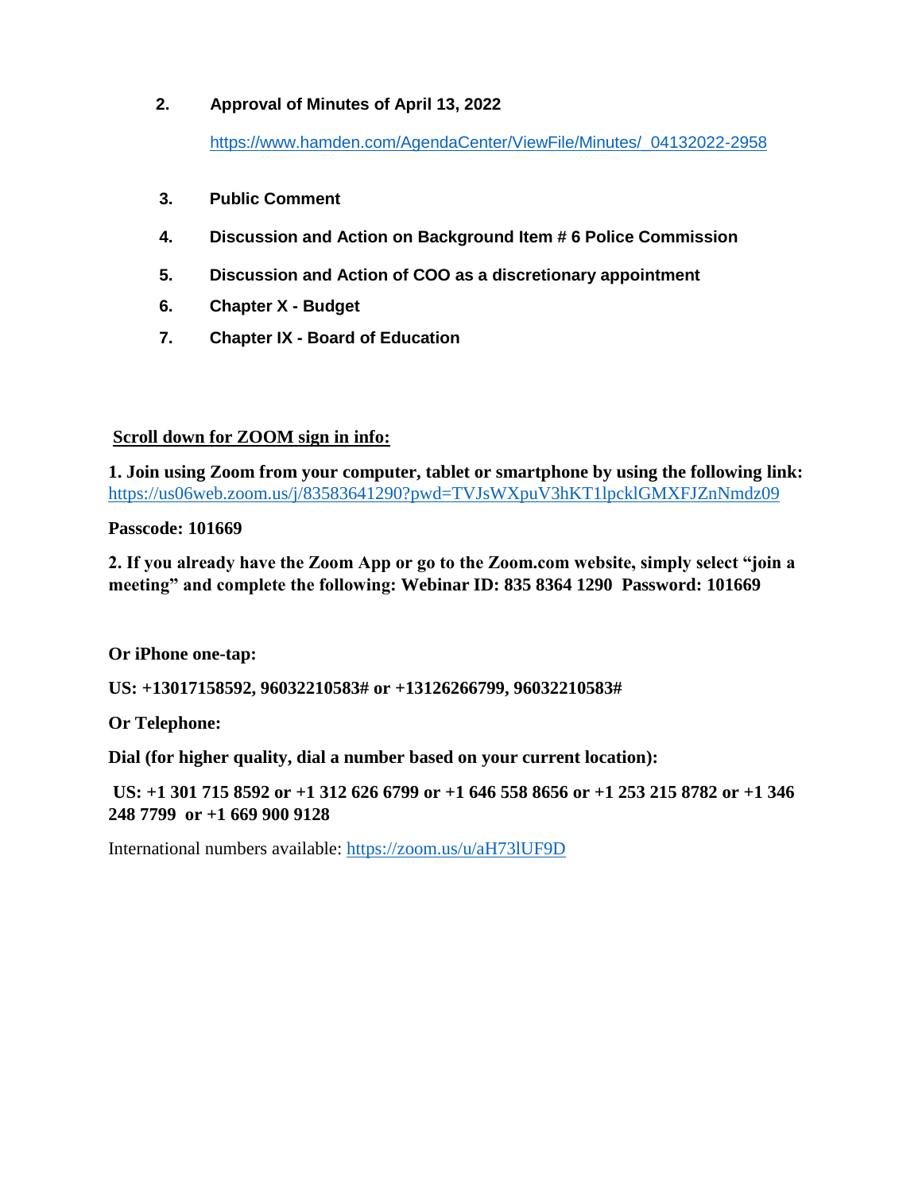2. **Approval of Minutes of April 13, 2022**

   https://www.hamden.com/AgendaCenter/ViewFile/Minutes/_04132022-2958

3. **Public Comment**

4. **Discussion and Action on Background Item # 6 Police Commission**

5. **Discussion and Action of COO as a discretionary appointment**

6. **Chapter X - Budget**

7. **Chapter IX - Board of Education**

**Scroll down for ZOOM sign in info:**

**1. Join using Zoom from your computer, tablet or smartphone by using the following link:**
https://us06web.zoom.us/j/83583641290?pwd=TVJsWXpuV3hKT1lpcklGMXFJZnNmdz09

**Passcode: 101669**

**2. If you already have the Zoom App or go to the Zoom.com website, simply select "join a meeting" and complete the following: Webinar ID: 835 8364 1290 Password: 101669**

**Or iPhone one-tap:**

**US: +13017158592, 96032210583# or +13126266799, 96032210583#**

**Or Telephone:**

**Dial (for higher quality, dial a number based on your current location):**

**US: +1 301 715 8592 or +1 312 626 6799 or +1 646 558 8656 or +1 253 215 8782 or +1 346 248 7799 or +1 669 900 9128**

International numbers available: https://zoom.us/u/aH73lUF9D